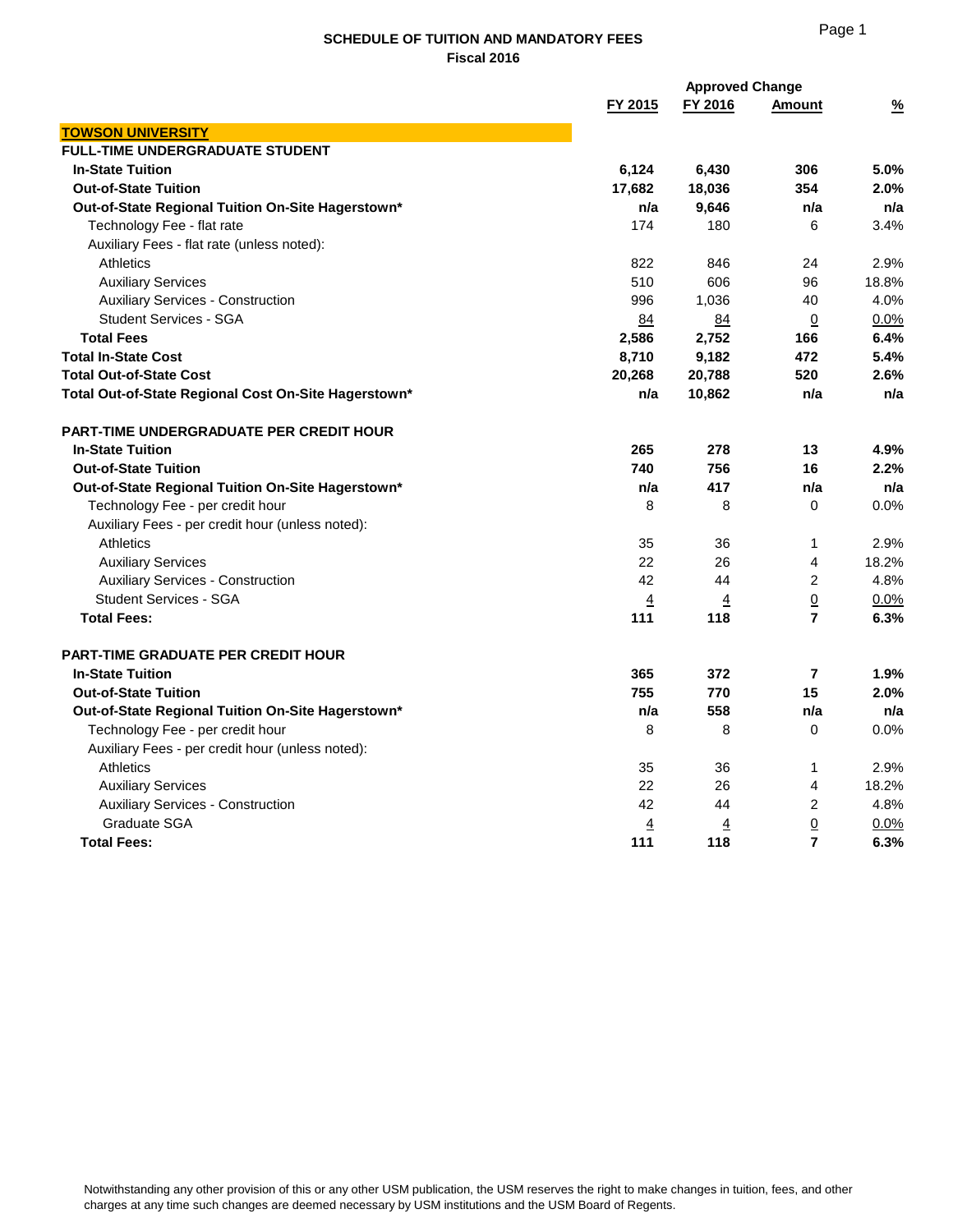**SCHEDULE OF TUITION AND MANDATORY FEES**
**Fiscal 2016**

| | FY 2015 | FY 2016 | Approved Change Amount | % |
|---|---|---|---|---|
| **TOWSON UNIVERSITY** | | | | |
| **FULL-TIME UNDERGRADUATE STUDENT** | | | | |
| **In-State Tuition** | **6,124** | **6,430** | **306** | **5.0%** |
| **Out-of-State Tuition** | **17,682** | **18,036** | **354** | **2.0%** |
| **Out-of-State Regional Tuition On-Site Hagerstown*** | **n/a** | **9,646** | **n/a** | **n/a** |
| Technology Fee - flat rate | 174 | 180 | 6 | 3.4% |
| Auxiliary Fees - flat rate (unless noted): | | | | |
| Athletics | 822 | 846 | 24 | 2.9% |
| Auxiliary Services | 510 | 606 | 96 | 18.8% |
| Auxiliary Services - Construction | 996 | 1,036 | 40 | 4.0% |
| Student Services - SGA | 84 | 84 | 0 | 0.0% |
| **Total Fees** | **2,586** | **2,752** | **166** | **6.4%** |
| **Total In-State Cost** | **8,710** | **9,182** | **472** | **5.4%** |
| **Total Out-of-State Cost** | **20,268** | **20,788** | **520** | **2.6%** |
| **Total Out-of-State Regional Cost On-Site Hagerstown*** | **n/a** | **10,862** | **n/a** | **n/a** |
| | | | | |
| **PART-TIME UNDERGRADUATE PER CREDIT HOUR** | | | | |
| **In-State Tuition** | **265** | **278** | **13** | **4.9%** |
| **Out-of-State Tuition** | **740** | **756** | **16** | **2.2%** |
| **Out-of-State Regional Tuition On-Site Hagerstown*** | **n/a** | **417** | **n/a** | **n/a** |
| Technology Fee - per credit hour | 8 | 8 | 0 | 0.0% |
| Auxiliary Fees - per credit hour (unless noted): | | | | |
| Athletics | 35 | 36 | 1 | 2.9% |
| Auxiliary Services | 22 | 26 | 4 | 18.2% |
| Auxiliary Services - Construction | 42 | 44 | 2 | 4.8% |
| Student Services - SGA | 4 | 4 | 0 | 0.0% |
| **Total Fees:** | **111** | **118** | **7** | **6.3%** |
| | | | | |
| **PART-TIME GRADUATE PER CREDIT HOUR** | | | | |
| **In-State Tuition** | **365** | **372** | **7** | **1.9%** |
| **Out-of-State Tuition** | **755** | **770** | **15** | **2.0%** |
| **Out-of-State Regional Tuition On-Site Hagerstown*** | **n/a** | **558** | **n/a** | **n/a** |
| Technology Fee - per credit hour | 8 | 8 | 0 | 0.0% |
| Auxiliary Fees - per credit hour (unless noted): | | | | |
| Athletics | 35 | 36 | 1 | 2.9% |
| Auxiliary Services | 22 | 26 | 4 | 18.2% |
| Auxiliary Services - Construction | 42 | 44 | 2 | 4.8% |
| Graduate SGA | 4 | 4 | 0 | 0.0% |
| **Total Fees:** | **111** | **118** | **7** | **6.3%** |

Notwithstanding any other provision of this or any other USM publication, the USM reserves the right to make changes in tuition, fees, and other charges at any time such changes are deemed necessary by USM institutions and the USM Board of Regents.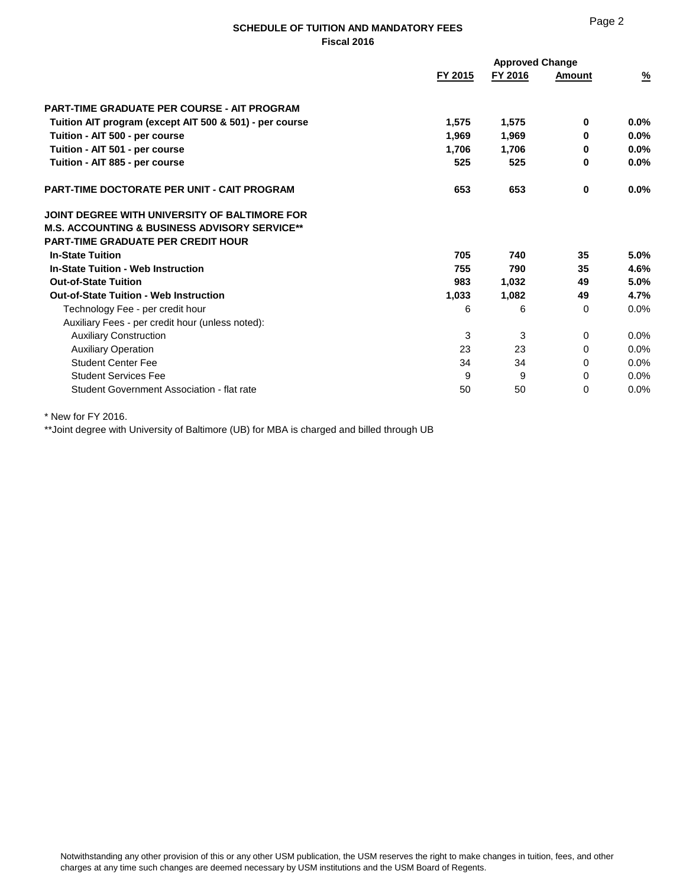## SCHEDULE OF TUITION AND MANDATORY FEES
**Fiscal 2016**

| | FY 2015 | FY 2016 | Approved Change Amount | % |
|---|---|---|---|---|
| **PART-TIME GRADUATE PER COURSE - AIT PROGRAM** | | | | |
| **Tuition AIT program (except AIT 500 & 501) - per course** | **1,575** | **1,575** | **0** | **0.0%** |
| **Tuition - AIT 500 - per course** | **1,969** | **1,969** | **0** | **0.0%** |
| **Tuition - AIT 501 - per course** | **1,706** | **1,706** | **0** | **0.0%** |
| **Tuition - AIT 885 - per course** | **525** | **525** | **0** | **0.0%** |
| **PART-TIME DOCTORATE PER UNIT - CAIT PROGRAM** | **653** | **653** | **0** | **0.0%** |
| **JOINT DEGREE WITH UNIVERSITY OF BALTIMORE FOR M.S. ACCOUNTING & BUSINESS ADVISORY SERVICE** PART-TIME GRADUATE PER CREDIT HOUR** | | | | |
| **In-State Tuition** | **705** | **740** | **35** | **5.0%** |
| **In-State Tuition - Web Instruction** | **755** | **790** | **35** | **4.6%** |
| **Out-of-State Tuition** | **983** | **1,032** | **49** | **5.0%** |
| **Out-of-State Tuition - Web Instruction** | **1,033** | **1,082** | **49** | **4.7%** |
| Technology Fee - per credit hour | 6 | 6 | 0 | 0.0% |
| Auxiliary Fees - per credit hour (unless noted): | | | | |
| Auxiliary Construction | 3 | 3 | 0 | 0.0% |
| Auxiliary Operation | 23 | 23 | 0 | 0.0% |
| Student Center Fee | 34 | 34 | 0 | 0.0% |
| Student Services Fee | 9 | 9 | 0 | 0.0% |
| Student Government Association - flat rate | 50 | 50 | 0 | 0.0% |

* New for FY 2016.

**Joint degree with University of Baltimore (UB) for MBA is charged and billed through UB

Notwithstanding any other provision of this or any other USM publication, the USM reserves the right to make changes in tuition, fees, and other charges at any time such changes are deemed necessary by USM institutions and the USM Board of Regents.